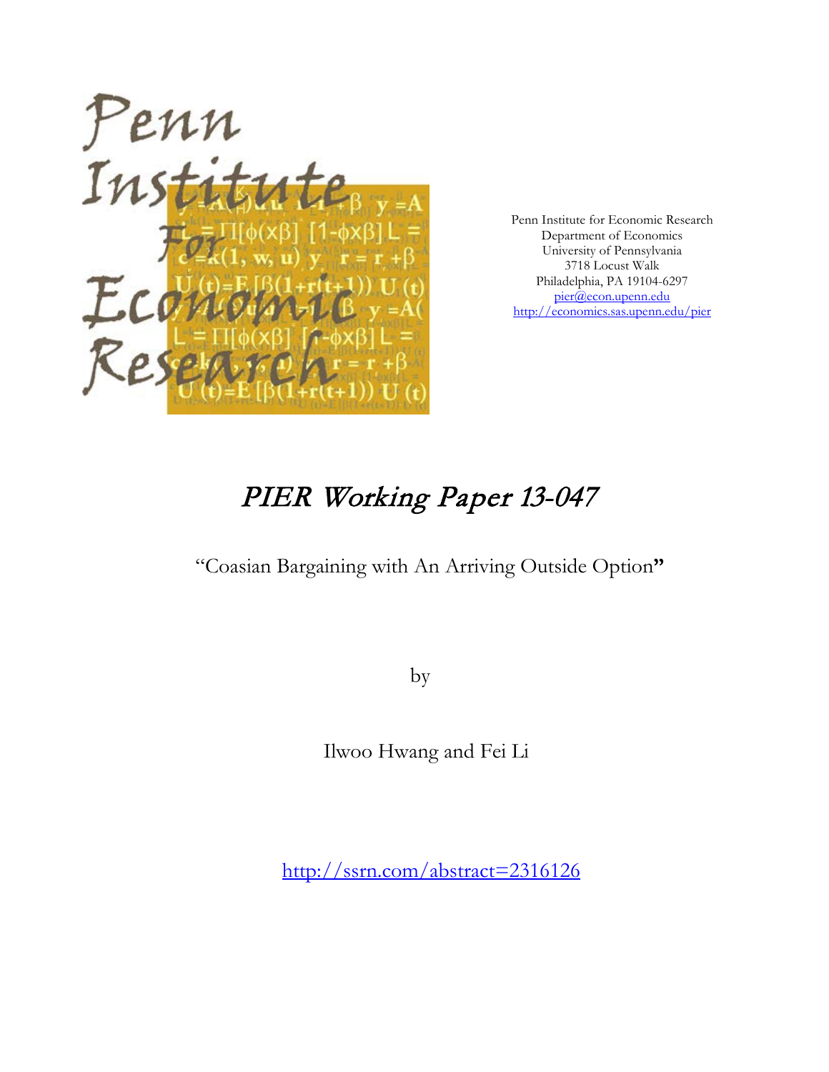Penn Institute for Economic Research
Department of Economics
University of Pennsylvania
3718 Locust Walk
Philadelphia, PA 19104-6297
pier@econ.upenn.edu
http://economics.sas.upenn.edu/pier

# *PIER Working Paper 13-047*

"Coasian Bargaining with An Arriving Outside Option"

by

Ilwoo Hwang and Fei Li

http://ssrn.com/abstract=2316126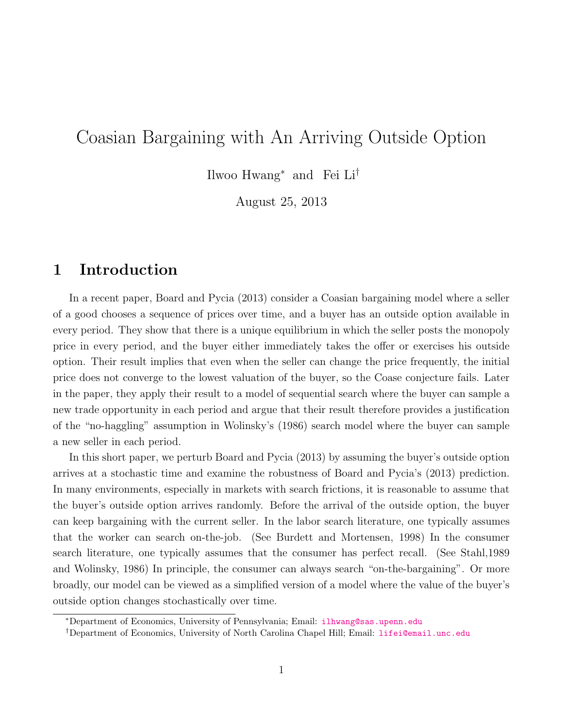# Coasian Bargaining with An Arriving Outside Option

Ilwoo Hwang[*] and Fei Li[†]

August 25, 2013

## 1 Introduction

In a recent paper, Board and Pycia (2013) consider a Coasian bargaining model where a seller of a good chooses a sequence of prices over time, and a buyer has an outside option available in every period. They show that there is a unique equilibrium in which the seller posts the monopoly price in every period, and the buyer either immediately takes the offer or exercises his outside option. Their result implies that even when the seller can change the price frequently, the initial price does not converge to the lowest valuation of the buyer, so the Coase conjecture fails. Later in the paper, they apply their result to a model of sequential search where the buyer can sample a new trade opportunity in each period and argue that their result therefore provides a justification of the "no-haggling" assumption in Wolinsky's (1986) search model where the buyer can sample a new seller in each period.

In this short paper, we perturb Board and Pycia (2013) by assuming the buyer's outside option arrives at a stochastic time and examine the robustness of Board and Pycia's (2013) prediction. In many environments, especially in markets with search frictions, it is reasonable to assume that the buyer's outside option arrives randomly. Before the arrival of the outside option, the buyer can keep bargaining with the current seller. In the labor search literature, one typically assumes that the worker can search on-the-job. (See Burdett and Mortensen, 1998) In the consumer search literature, one typically assumes that the consumer has perfect recall. (See Stahl,1989 and Wolinsky, 1986) In principle, the consumer can always search "on-the-bargaining". Or more broadly, our model can be viewed as a simplified version of a model where the value of the buyer's outside option changes stochastically over time.

[*] Department of Economics, University of Pennsylvania; Email: ilhwang@sas.upenn.edu

[†] Department of Economics, University of North Carolina Chapel Hill; Email: lifei@email.unc.edu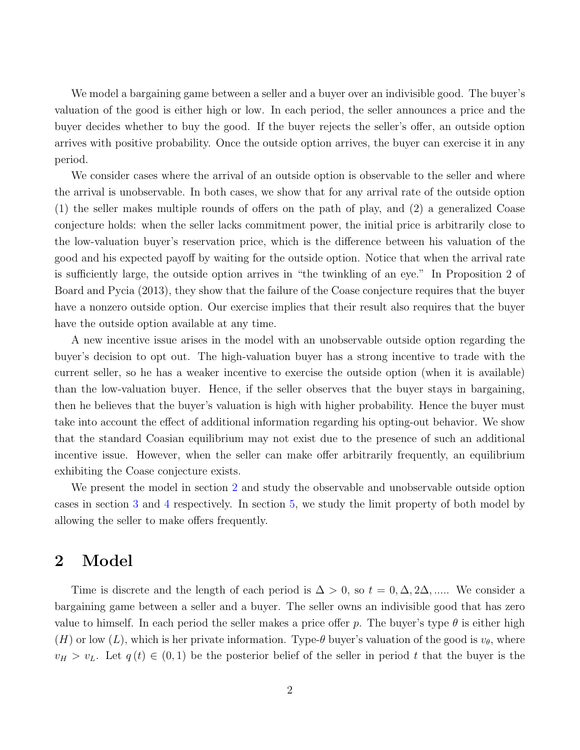We model a bargaining game between a seller and a buyer over an indivisible good. The buyer's valuation of the good is either high or low. In each period, the seller announces a price and the buyer decides whether to buy the good. If the buyer rejects the seller's offer, an outside option arrives with positive probability. Once the outside option arrives, the buyer can exercise it in any period.

We consider cases where the arrival of an outside option is observable to the seller and where the arrival is unobservable. In both cases, we show that for any arrival rate of the outside option (1) the seller makes multiple rounds of offers on the path of play, and (2) a generalized Coase conjecture holds: when the seller lacks commitment power, the initial price is arbitrarily close to the low-valuation buyer's reservation price, which is the difference between his valuation of the good and his expected payoff by waiting for the outside option. Notice that when the arrival rate is sufficiently large, the outside option arrives in "the twinkling of an eye." In Proposition 2 of Board and Pycia (2013), they show that the failure of the Coase conjecture requires that the buyer have a nonzero outside option. Our exercise implies that their result also requires that the buyer have the outside option available at any time.

A new incentive issue arises in the model with an unobservable outside option regarding the buyer's decision to opt out. The high-valuation buyer has a strong incentive to trade with the current seller, so he has a weaker incentive to exercise the outside option (when it is available) than the low-valuation buyer. Hence, if the seller observes that the buyer stays in bargaining, then he believes that the buyer's valuation is high with higher probability. Hence the buyer must take into account the effect of additional information regarding his opting-out behavior. We show that the standard Coasian equilibrium may not exist due to the presence of such an additional incentive issue. However, when the seller can make offer arbitrarily frequently, an equilibrium exhibiting the Coase conjecture exists.

We present the model in section 2 and study the observable and unobservable outside option cases in section 3 and 4 respectively. In section 5, we study the limit property of both model by allowing the seller to make offers frequently.

## 2 Model

Time is discrete and the length of each period is $\Delta > 0$, so $t = 0, \Delta, 2\Delta, .....$ We consider a bargaining game between a seller and a buyer. The seller owns an indivisible good that has zero value to himself. In each period the seller makes a price offer $p$. The buyer's type $\theta$ is either high $(H)$ or low $(L)$, which is her private information. Type-$\theta$ buyer's valuation of the good is $v_\theta$, where $v_H > v_L$. Let $q(t) \in (0, 1)$ be the posterior belief of the seller in period $t$ that the buyer is the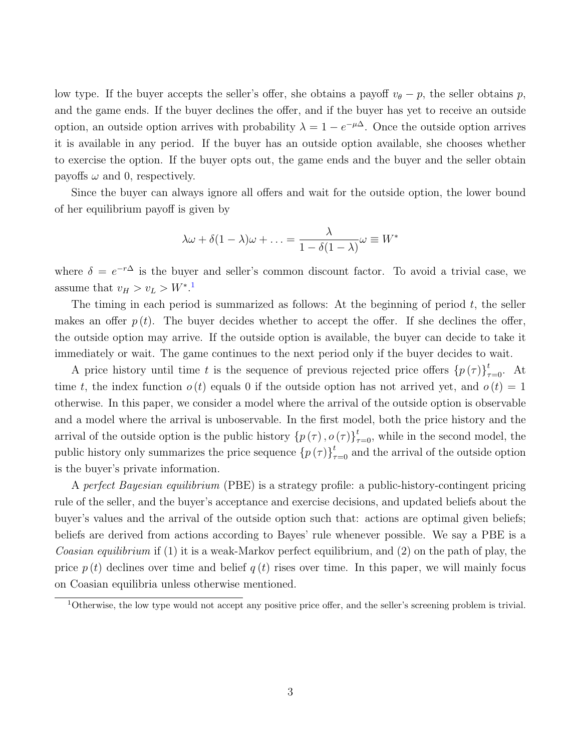low type. If the buyer accepts the seller's offer, she obtains a payoff $v_\theta - p$, the seller obtains $p$, and the game ends. If the buyer declines the offer, and if the buyer has yet to receive an outside option, an outside option arrives with probability $\lambda = 1 - e^{-\mu\Delta}$. Once the outside option arrives it is available in any period. If the buyer has an outside option available, she chooses whether to exercise the option. If the buyer opts out, the game ends and the buyer and the seller obtain payoffs $\omega$ and 0, respectively.

Since the buyer can always ignore all offers and wait for the outside option, the lower bound of her equilibrium payoff is given by

$$\lambda\omega + \delta(1-\lambda)\omega + \ldots = \frac{\lambda}{1-\delta(1-\lambda)}\omega \equiv W^*$$

where $\delta = e^{-r\Delta}$ is the buyer and seller's common discount factor. To avoid a trivial case, we assume that $v_H > v_L > W^*$.[1]

The timing in each period is summarized as follows: At the beginning of period $t$, the seller makes an offer $p(t)$. The buyer decides whether to accept the offer. If she declines the offer, the outside option may arrive. If the outside option is available, the buyer can decide to take it immediately or wait. The game continues to the next period only if the buyer decides to wait.

A price history until time $t$ is the sequence of previous rejected price offers $\{p(\tau)\}_{\tau=0}^{t}$. At time $t$, the index function $o(t)$ equals 0 if the outside option has not arrived yet, and $o(t) = 1$ otherwise. In this paper, we consider a model where the arrival of the outside option is observable and a model where the arrival is unboservable. In the first model, both the price history and the arrival of the outside option is the public history $\{p(\tau), o(\tau)\}_{\tau=0}^{t}$, while in the second model, the public history only summarizes the price sequence $\{p(\tau)\}_{\tau=0}^{t}$ and the arrival of the outside option is the buyer's private information.

A *perfect Bayesian equilibrium* (PBE) is a strategy profile: a public-history-contingent pricing rule of the seller, and the buyer's acceptance and exercise decisions, and updated beliefs about the buyer's values and the arrival of the outside option such that: actions are optimal given beliefs; beliefs are derived from actions according to Bayes' rule whenever possible. We say a PBE is a *Coasian equilibrium* if (1) it is a weak-Markov perfect equilibrium, and (2) on the path of play, the price $p(t)$ declines over time and belief $q(t)$ rises over time. In this paper, we will mainly focus on Coasian equilibria unless otherwise mentioned.

[1] Otherwise, the low type would not accept any positive price offer, and the seller's screening problem is trivial.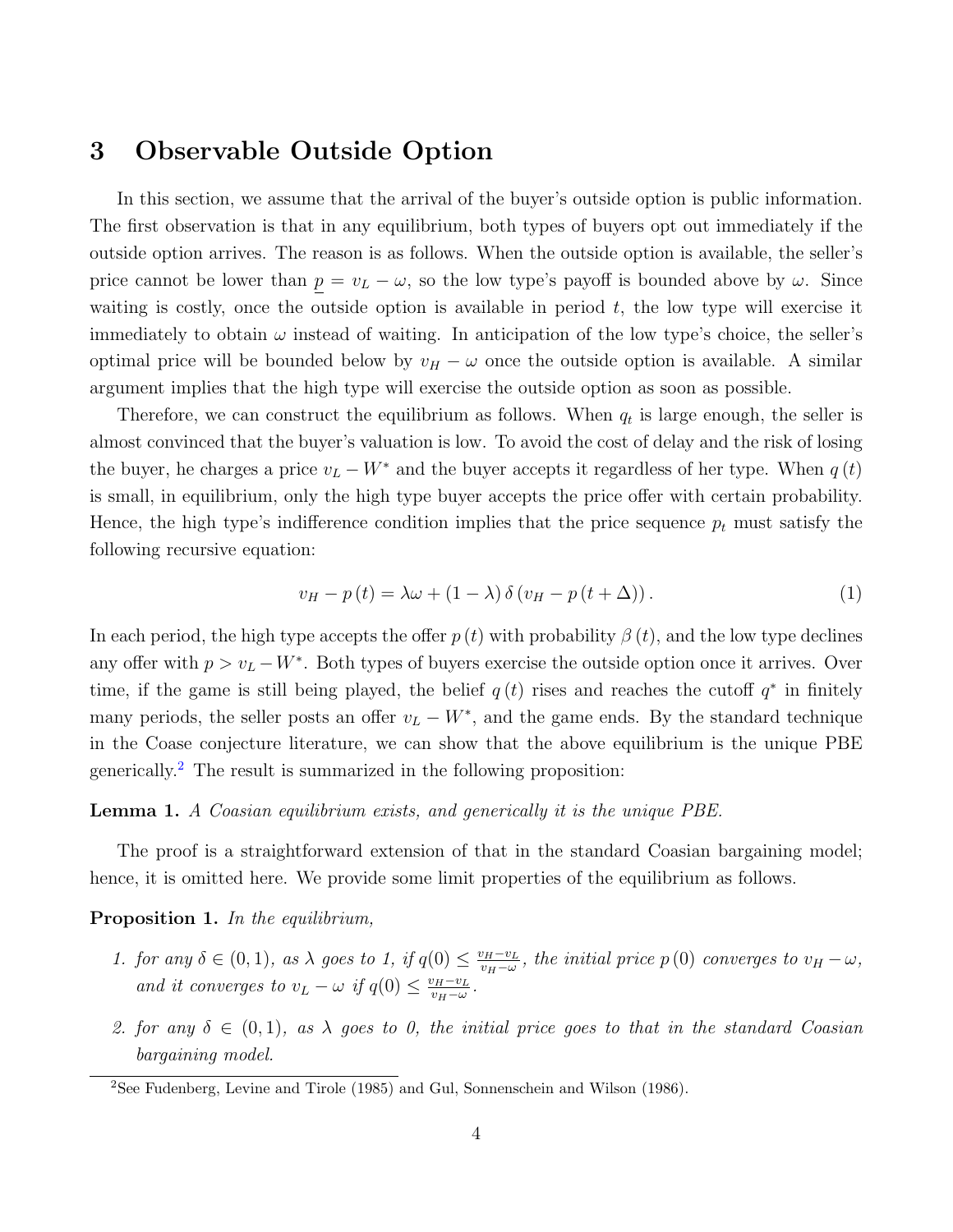# 3 Observable Outside Option

In this section, we assume that the arrival of the buyer's outside option is public information. The first observation is that in any equilibrium, both types of buyers opt out immediately if the outside option arrives. The reason is as follows. When the outside option is available, the seller's price cannot be lower than $\underline{p} = v_L - \omega$, so the low type's payoff is bounded above by $\omega$. Since waiting is costly, once the outside option is available in period $t$, the low type will exercise it immediately to obtain $\omega$ instead of waiting. In anticipation of the low type's choice, the seller's optimal price will be bounded below by $v_H - \omega$ once the outside option is available. A similar argument implies that the high type will exercise the outside option as soon as possible.

Therefore, we can construct the equilibrium as follows. When $q_t$ is large enough, the seller is almost convinced that the buyer's valuation is low. To avoid the cost of delay and the risk of losing the buyer, he charges a price $v_L - W^*$ and the buyer accepts it regardless of her type. When $q(t)$ is small, in equilibrium, only the high type buyer accepts the price offer with certain probability. Hence, the high type's indifference condition implies that the price sequence $p_t$ must satisfy the following recursive equation:

$$v_H - p(t) = \lambda\omega + (1-\lambda)\,\delta\,(v_H - p(t+\Delta)). \tag{1}$$

In each period, the high type accepts the offer $p(t)$ with probability $\beta(t)$, and the low type declines any offer with $p > v_L - W^*$. Both types of buyers exercise the outside option once it arrives. Over time, if the game is still being played, the belief $q(t)$ rises and reaches the cutoff $q^*$ in finitely many periods, the seller posts an offer $v_L - W^*$, and the game ends. By the standard technique in the Coase conjecture literature, we can show that the above equilibrium is the unique PBE generically.[2] The result is summarized in the following proposition:

**Lemma 1.** *A Coasian equilibrium exists, and generically it is the unique PBE.*

The proof is a straightforward extension of that in the standard Coasian bargaining model; hence, it is omitted here. We provide some limit properties of the equilibrium as follows.

**Proposition 1.** *In the equilibrium,*

1. *for any $\delta \in (0,1)$, as $\lambda$ goes to 1, if $q(0) \leq \frac{v_H - v_L}{v_H - \omega}$, the initial price $p(0)$ converges to $v_H - \omega$, and it converges to $v_L - \omega$ if $q(0) \leq \frac{v_H - v_L}{v_H - \omega}$.*

2. *for any $\delta \in (0,1)$, as $\lambda$ goes to 0, the initial price goes to that in the standard Coasian bargaining model.*

[2] See Fudenberg, Levine and Tirole (1985) and Gul, Sonnenschein and Wilson (1986).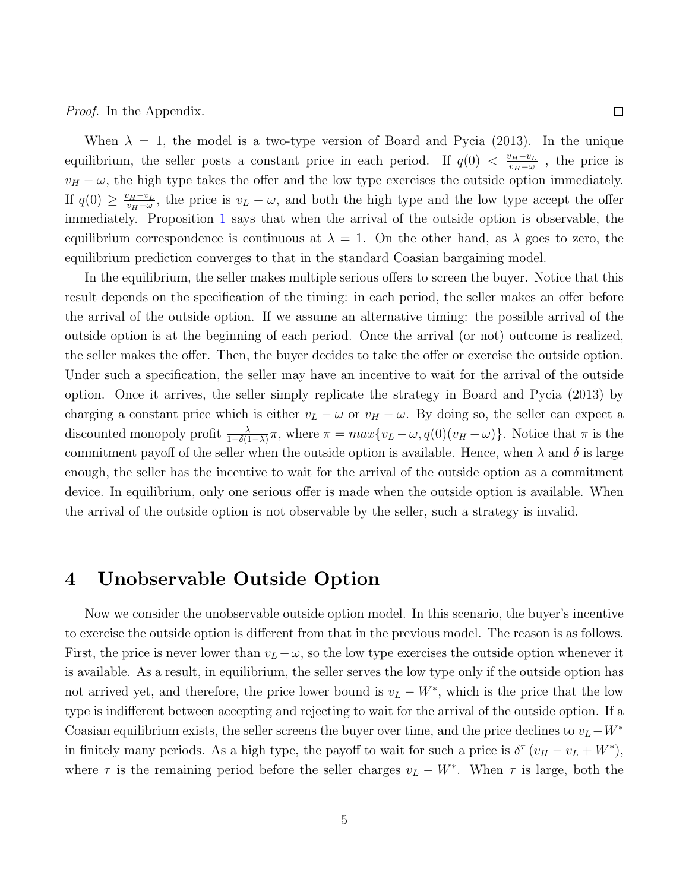*Proof.* In the Appendix. □

When $\lambda = 1$, the model is a two-type version of Board and Pycia (2013). In the unique equilibrium, the seller posts a constant price in each period. If $q(0) < \frac{v_H - v_L}{v_H - \omega}$, the price is $v_H - \omega$, the high type takes the offer and the low type exercises the outside option immediately. If $q(0) \geq \frac{v_H - v_L}{v_H - \omega}$, the price is $v_L - \omega$, and both the high type and the low type accept the offer immediately. Proposition 1 says that when the arrival of the outside option is observable, the equilibrium correspondence is continuous at $\lambda = 1$. On the other hand, as $\lambda$ goes to zero, the equilibrium prediction converges to that in the standard Coasian bargaining model.

In the equilibrium, the seller makes multiple serious offers to screen the buyer. Notice that this result depends on the specification of the timing: in each period, the seller makes an offer before the arrival of the outside option. If we assume an alternative timing: the possible arrival of the outside option is at the beginning of each period. Once the arrival (or not) outcome is realized, the seller makes the offer. Then, the buyer decides to take the offer or exercise the outside option. Under such a specification, the seller may have an incentive to wait for the arrival of the outside option. Once it arrives, the seller simply replicate the strategy in Board and Pycia (2013) by charging a constant price which is either $v_L - \omega$ or $v_H - \omega$. By doing so, the seller can expect a discounted monopoly profit $\frac{\lambda}{1-\delta(1-\lambda)}\pi$, where $\pi = max\{v_L - \omega, q(0)(v_H - \omega)\}$. Notice that $\pi$ is the commitment payoff of the seller when the outside option is available. Hence, when $\lambda$ and $\delta$ is large enough, the seller has the incentive to wait for the arrival of the outside option as a commitment device. In equilibrium, only one serious offer is made when the outside option is available. When the arrival of the outside option is not observable by the seller, such a strategy is invalid.

# 4 Unobservable Outside Option

Now we consider the unobservable outside option model. In this scenario, the buyer's incentive to exercise the outside option is different from that in the previous model. The reason is as follows. First, the price is never lower than $v_L - \omega$, so the low type exercises the outside option whenever it is available. As a result, in equilibrium, the seller serves the low type only if the outside option has not arrived yet, and therefore, the price lower bound is $v_L - W^*$, which is the price that the low type is indifferent between accepting and rejecting to wait for the arrival of the outside option. If a Coasian equilibrium exists, the seller screens the buyer over time, and the price declines to $v_L - W^*$ in finitely many periods. As a high type, the payoff to wait for such a price is $\delta^\tau (v_H - v_L + W^*)$, where $\tau$ is the remaining period before the seller charges $v_L - W^*$. When $\tau$ is large, both the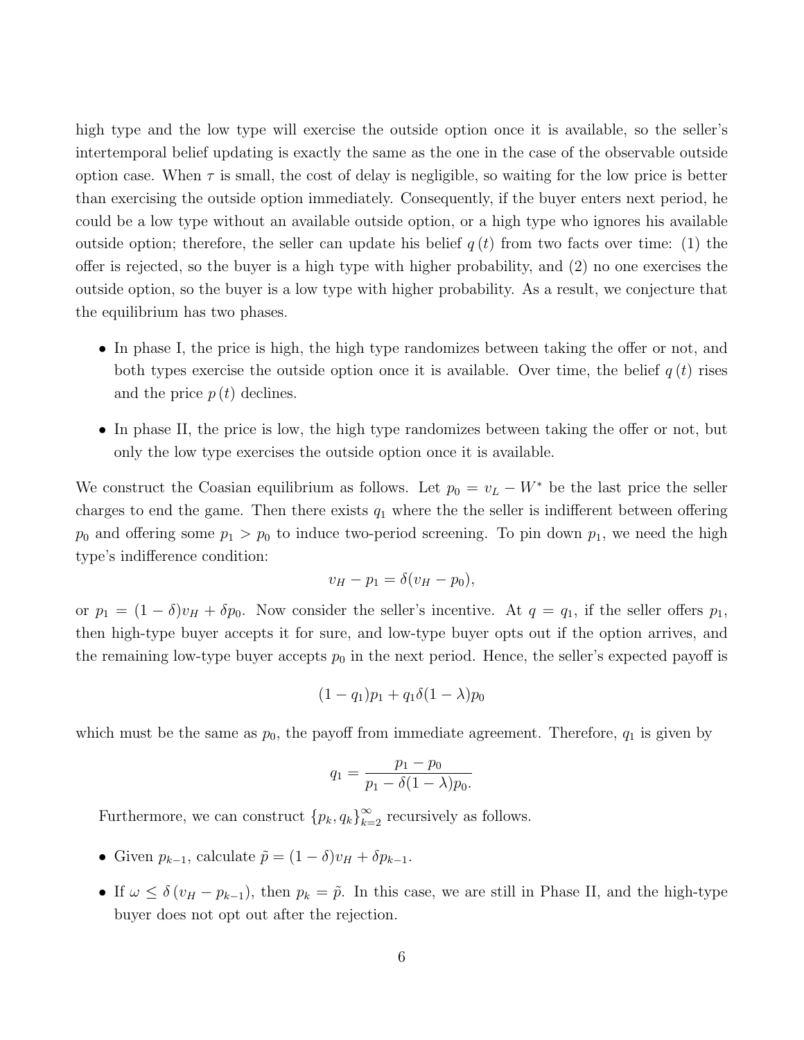high type and the low type will exercise the outside option once it is available, so the seller's intertemporal belief updating is exactly the same as the one in the case of the observable outside option case. When $\tau$ is small, the cost of delay is negligible, so waiting for the low price is better than exercising the outside option immediately. Consequently, if the buyer enters next period, he could be a low type without an available outside option, or a high type who ignores his available outside option; therefore, the seller can update his belief $q(t)$ from two facts over time: (1) the offer is rejected, so the buyer is a high type with higher probability, and (2) no one exercises the outside option, so the buyer is a low type with higher probability. As a result, we conjecture that the equilibrium has two phases.

- In phase I, the price is high, the high type randomizes between taking the offer or not, and both types exercise the outside option once it is available. Over time, the belief $q(t)$ rises and the price $p(t)$ declines.
- In phase II, the price is low, the high type randomizes between taking the offer or not, but only the low type exercises the outside option once it is available.

We construct the Coasian equilibrium as follows. Let $p_0 = v_L - W^*$ be the last price the seller charges to end the game. Then there exists $q_1$ where the the seller is indifferent between offering $p_0$ and offering some $p_1 > p_0$ to induce two-period screening. To pin down $p_1$, we need the high type's indifference condition:

$$v_H - p_1 = \delta(v_H - p_0),$$

or $p_1 = (1 - \delta)v_H + \delta p_0$. Now consider the seller's incentive. At $q = q_1$, if the seller offers $p_1$, then high-type buyer accepts it for sure, and low-type buyer opts out if the option arrives, and the remaining low-type buyer accepts $p_0$ in the next period. Hence, the seller's expected payoff is

$$(1 - q_1)p_1 + q_1\delta(1 - \lambda)p_0$$

which must be the same as $p_0$, the payoff from immediate agreement. Therefore, $q_1$ is given by

$$q_1 = \frac{p_1 - p_0}{p_1 - \delta(1 - \lambda)p_0.}$$

Furthermore, we can construct $\{p_k, q_k\}_{k=2}^{\infty}$ recursively as follows.

- Given $p_{k-1}$, calculate $\tilde{p} = (1 - \delta)v_H + \delta p_{k-1}$.
- If $\omega \leq \delta(v_H - p_{k-1})$, then $p_k = \tilde{p}$. In this case, we are still in Phase II, and the high-type buyer does not opt out after the rejection.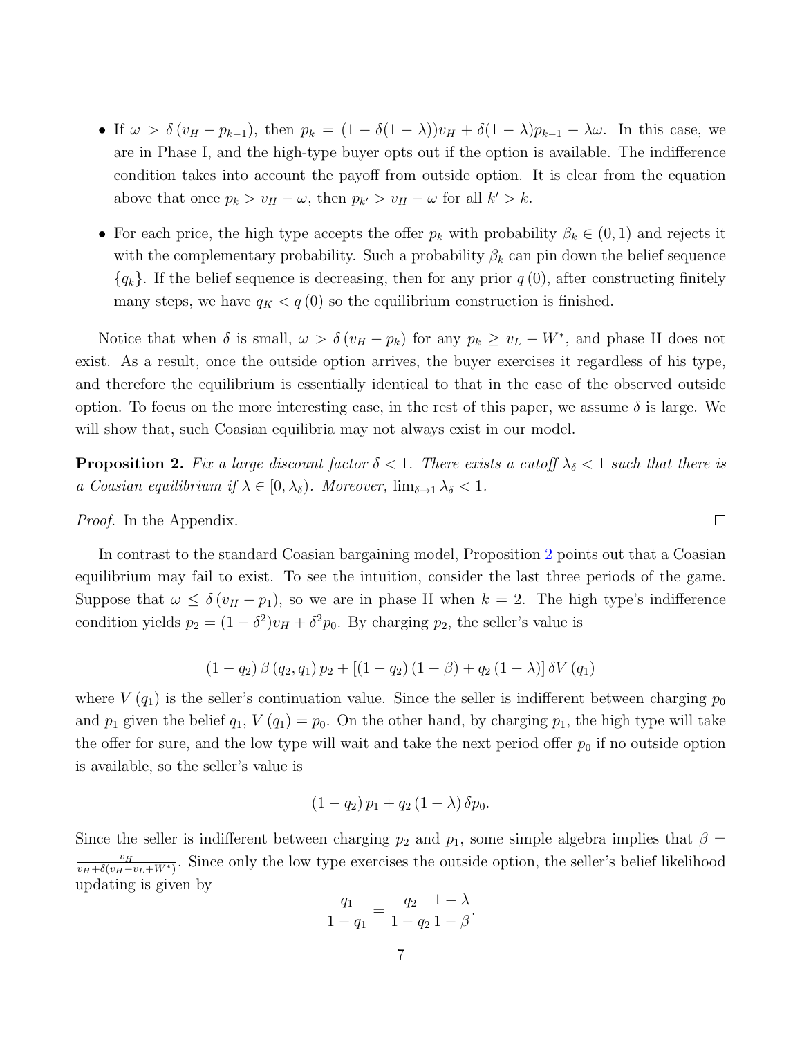- If $\omega > \delta(v_H - p_{k-1})$, then $p_k = (1 - \delta(1-\lambda))v_H + \delta(1-\lambda)p_{k-1} - \lambda\omega$. In this case, we are in Phase I, and the high-type buyer opts out if the option is available. The indifference condition takes into account the payoff from outside option. It is clear from the equation above that once $p_k > v_H - \omega$, then $p_{k'} > v_H - \omega$ for all $k' > k$.
- For each price, the high type accepts the offer $p_k$ with probability $\beta_k \in (0,1)$ and rejects it with the complementary probability. Such a probability $\beta_k$ can pin down the belief sequence $\{q_k\}$. If the belief sequence is decreasing, then for any prior $q(0)$, after constructing finitely many steps, we have $q_K < q(0)$ so the equilibrium construction is finished.

Notice that when $\delta$ is small, $\omega > \delta(v_H - p_k)$ for any $p_k \geq v_L - W^*$, and phase II does not exist. As a result, once the outside option arrives, the buyer exercises it regardless of his type, and therefore the equilibrium is essentially identical to that in the case of the observed outside option. To focus on the more interesting case, in the rest of this paper, we assume $\delta$ is large. We will show that, such Coasian equilibria may not always exist in our model.

**Proposition 2.** *Fix a large discount factor $\delta < 1$. There exists a cutoff $\lambda_\delta < 1$ such that there is a Coasian equilibrium if $\lambda \in [0, \lambda_\delta)$. Moreover, $\lim_{\delta \to 1} \lambda_\delta < 1$.*

*Proof.* In the Appendix. □

In contrast to the standard Coasian bargaining model, Proposition 2 points out that a Coasian equilibrium may fail to exist. To see the intuition, consider the last three periods of the game. Suppose that $\omega \leq \delta(v_H - p_1)$, so we are in phase II when $k = 2$. The high type's indifference condition yields $p_2 = (1-\delta^2)v_H + \delta^2 p_0$. By charging $p_2$, the seller's value is

$$(1-q_2)\beta(q_2, q_1)p_2 + [(1-q_2)(1-\beta) + q_2(1-\lambda)]\delta V(q_1)$$

where $V(q_1)$ is the seller's continuation value. Since the seller is indifferent between charging $p_0$ and $p_1$ given the belief $q_1$, $V(q_1) = p_0$. On the other hand, by charging $p_1$, the high type will take the offer for sure, and the low type will wait and take the next period offer $p_0$ if no outside option is available, so the seller's value is

$$(1-q_2)p_1 + q_2(1-\lambda)\delta p_0.$$

Since the seller is indifferent between charging $p_2$ and $p_1$, some simple algebra implies that $\beta = \frac{v_H}{v_H + \delta(v_H - v_L + W^*)}$. Since only the low type exercises the outside option, the seller's belief likelihood updating is given by

$$\frac{q_1}{1-q_1} = \frac{q_2}{1-q_2}\frac{1-\lambda}{1-\beta}.$$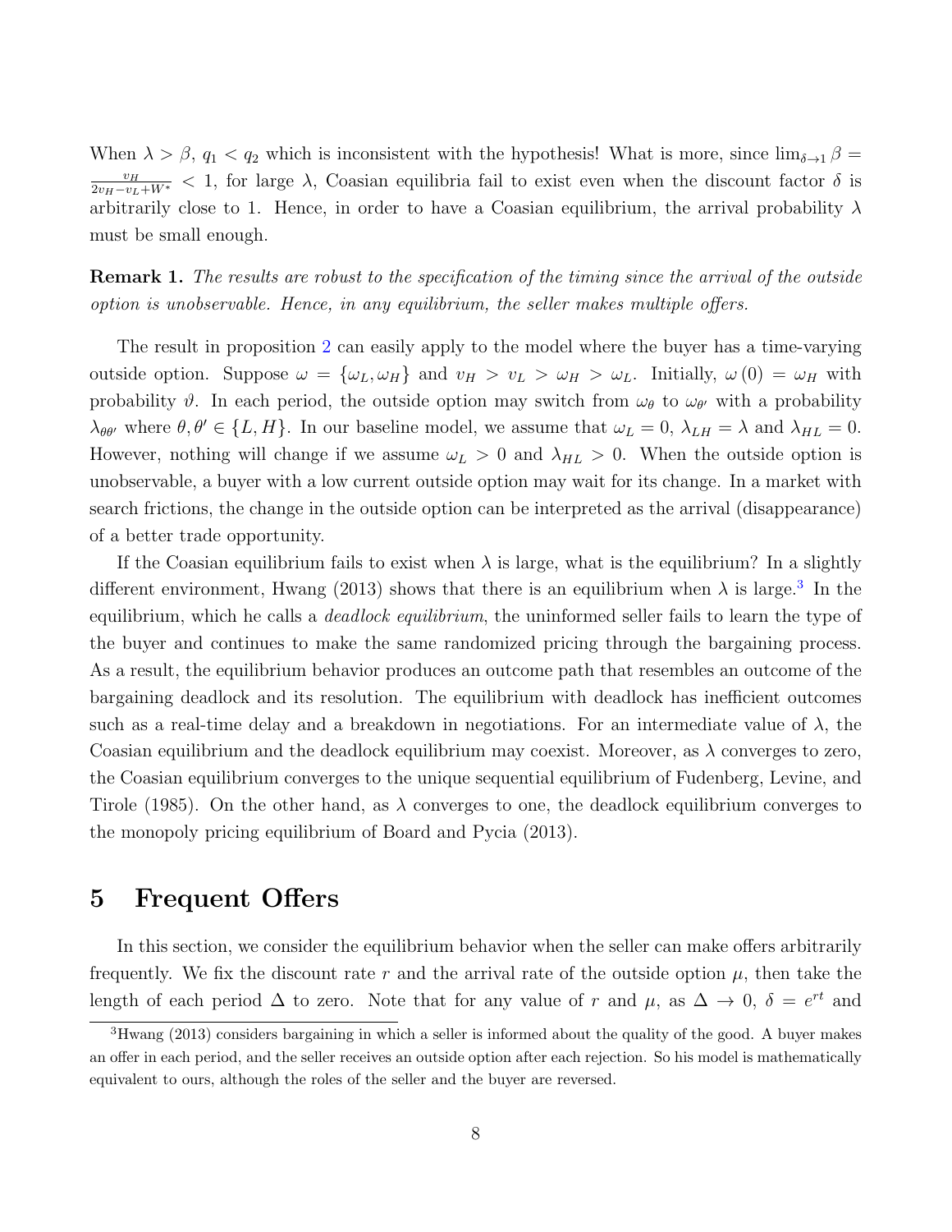When $\lambda > \beta$, $q_1 < q_2$ which is inconsistent with the hypothesis! What is more, since $\lim_{\delta \to 1} \beta = \frac{v_H}{2v_H - v_L + W^*} < 1$, for large $\lambda$, Coasian equilibria fail to exist even when the discount factor $\delta$ is arbitrarily close to 1. Hence, in order to have a Coasian equilibrium, the arrival probability $\lambda$ must be small enough.

**Remark 1.** *The results are robust to the specification of the timing since the arrival of the outside option is unobservable. Hence, in any equilibrium, the seller makes multiple offers.*

The result in proposition 2 can easily apply to the model where the buyer has a time-varying outside option. Suppose $\omega = \{\omega_L, \omega_H\}$ and $v_H > v_L > \omega_H > \omega_L$. Initially, $\omega(0) = \omega_H$ with probability $\vartheta$. In each period, the outside option may switch from $\omega_\theta$ to $\omega_{\theta'}$ with a probability $\lambda_{\theta\theta'}$ where $\theta, \theta' \in \{L, H\}$. In our baseline model, we assume that $\omega_L = 0$, $\lambda_{LH} = \lambda$ and $\lambda_{HL} = 0$. However, nothing will change if we assume $\omega_L > 0$ and $\lambda_{HL} > 0$. When the outside option is unobservable, a buyer with a low current outside option may wait for its change. In a market with search frictions, the change in the outside option can be interpreted as the arrival (disappearance) of a better trade opportunity.

If the Coasian equilibrium fails to exist when $\lambda$ is large, what is the equilibrium? In a slightly different environment, Hwang (2013) shows that there is an equilibrium when $\lambda$ is large.[3] In the equilibrium, which he calls a *deadlock equilibrium*, the uninformed seller fails to learn the type of the buyer and continues to make the same randomized pricing through the bargaining process. As a result, the equilibrium behavior produces an outcome path that resembles an outcome of the bargaining deadlock and its resolution. The equilibrium with deadlock has inefficient outcomes such as a real-time delay and a breakdown in negotiations. For an intermediate value of $\lambda$, the Coasian equilibrium and the deadlock equilibrium may coexist. Moreover, as $\lambda$ converges to zero, the Coasian equilibrium converges to the unique sequential equilibrium of Fudenberg, Levine, and Tirole (1985). On the other hand, as $\lambda$ converges to one, the deadlock equilibrium converges to the monopoly pricing equilibrium of Board and Pycia (2013).

## 5 Frequent Offers

In this section, we consider the equilibrium behavior when the seller can make offers arbitrarily frequently. We fix the discount rate $r$ and the arrival rate of the outside option $\mu$, then take the length of each period $\Delta$ to zero. Note that for any value of $r$ and $\mu$, as $\Delta \to 0$, $\delta = e^{rt}$ and

[3] Hwang (2013) considers bargaining in which a seller is informed about the quality of the good. A buyer makes an offer in each period, and the seller receives an outside option after each rejection. So his model is mathematically equivalent to ours, although the roles of the seller and the buyer are reversed.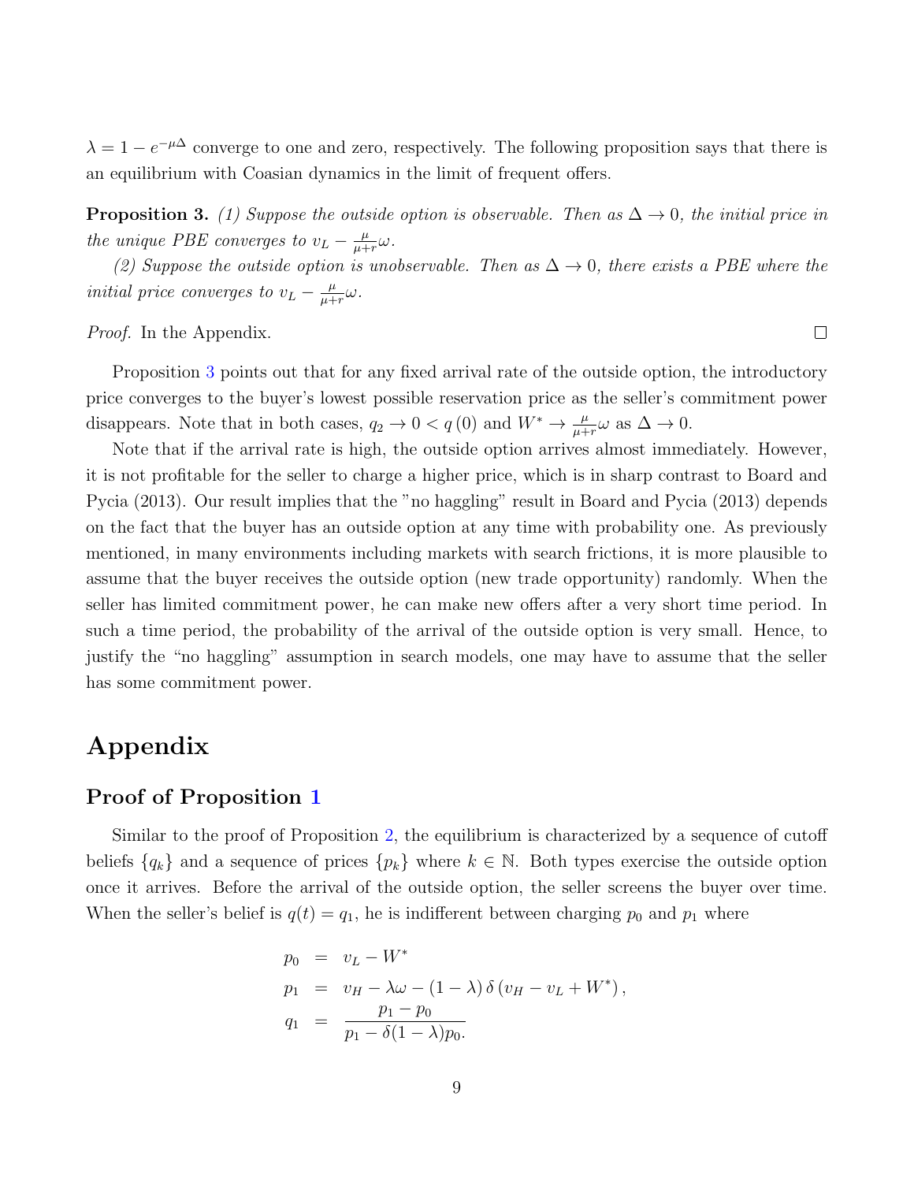$\lambda = 1 - e^{-\mu\Delta}$ converge to one and zero, respectively. The following proposition says that there is an equilibrium with Coasian dynamics in the limit of frequent offers.

**Proposition 3.** *(1) Suppose the outside option is observable. Then as $\Delta \to 0$, the initial price in the unique PBE converges to $v_L - \frac{\mu}{\mu+r}\omega$.*

*(2) Suppose the outside option is unobservable. Then as $\Delta \to 0$, there exists a PBE where the initial price converges to $v_L - \frac{\mu}{\mu+r}\omega$.*

*Proof.* In the Appendix. □

Proposition 3 points out that for any fixed arrival rate of the outside option, the introductory price converges to the buyer's lowest possible reservation price as the seller's commitment power disappears. Note that in both cases, $q_2 \to 0 < q(0)$ and $W^* \to \frac{\mu}{\mu+r}\omega$ as $\Delta \to 0$.

Note that if the arrival rate is high, the outside option arrives almost immediately. However, it is not profitable for the seller to charge a higher price, which is in sharp contrast to Board and Pycia (2013). Our result implies that the "no haggling" result in Board and Pycia (2013) depends on the fact that the buyer has an outside option at any time with probability one. As previously mentioned, in many environments including markets with search frictions, it is more plausible to assume that the buyer receives the outside option (new trade opportunity) randomly. When the seller has limited commitment power, he can make new offers after a very short time period. In such a time period, the probability of the arrival of the outside option is very small. Hence, to justify the "no haggling" assumption in search models, one may have to assume that the seller has some commitment power.

# Appendix

## Proof of Proposition 1

Similar to the proof of Proposition 2, the equilibrium is characterized by a sequence of cutoff beliefs $\{q_k\}$ and a sequence of prices $\{p_k\}$ where $k \in \mathbb{N}$. Both types exercise the outside option once it arrives. Before the arrival of the outside option, the seller screens the buyer over time. When the seller's belief is $q(t) = q_1$, he is indifferent between charging $p_0$ and $p_1$ where

$$
\begin{aligned}
p_0 &= v_L - W^* \\
p_1 &= v_H - \lambda\omega - (1-\lambda)\,\delta\,(v_H - v_L + W^*)\,, \\
q_1 &= \frac{p_1 - p_0}{p_1 - \delta(1-\lambda)p_0.}
\end{aligned}
$$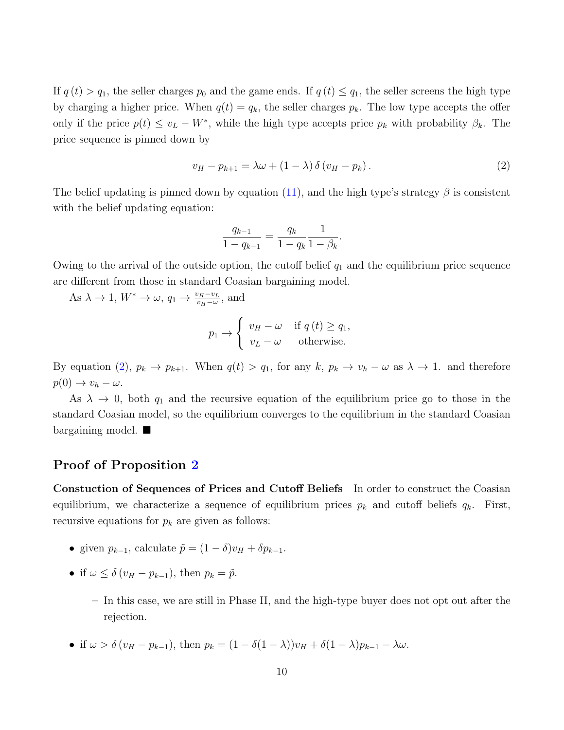If $q(t) > q_1$, the seller charges $p_0$ and the game ends. If $q(t) \leq q_1$, the seller screens the high type by charging a higher price. When $q(t) = q_k$, the seller charges $p_k$. The low type accepts the offer only if the price $p(t) \leq v_L - W^*$, while the high type accepts price $p_k$ with probability $\beta_k$. The price sequence is pinned down by

$$v_H - p_{k+1} = \lambda\omega + (1-\lambda)\,\delta\,(v_H - p_k)\,. \tag{2}$$

The belief updating is pinned down by equation (11), and the high type's strategy $\beta$ is consistent with the belief updating equation:

$$\frac{q_{k-1}}{1-q_{k-1}} = \frac{q_k}{1-q_k}\frac{1}{1-\beta_k}.$$

Owing to the arrival of the outside option, the cutoff belief $q_1$ and the equilibrium price sequence are different from those in standard Coasian bargaining model.

As $\lambda \to 1$, $W^* \to \omega$, $q_1 \to \frac{v_H - v_L}{v_H - \omega}$, and

$$p_1 \to \begin{cases} v_H - \omega & \text{if } q(t) \geq q_1, \\ v_L - \omega & \text{otherwise.} \end{cases}$$

By equation (2), $p_k \to p_{k+1}$. When $q(t) > q_1$, for any $k$, $p_k \to v_h - \omega$ as $\lambda \to 1$. and therefore $p(0) \to v_h - \omega$.

As $\lambda \to 0$, both $q_1$ and the recursive equation of the equilibrium price go to those in the standard Coasian model, so the equilibrium converges to the equilibrium in the standard Coasian bargaining model. ■

## Proof of Proposition 2

**Constuction of Sequences of Prices and Cutoff Beliefs** In order to construct the Coasian equilibrium, we characterize a sequence of equilibrium prices $p_k$ and cutoff beliefs $q_k$. First, recursive equations for $p_k$ are given as follows:

- given $p_{k-1}$, calculate $\tilde{p} = (1-\delta)v_H + \delta p_{k-1}$.
- if $\omega \leq \delta\,(v_H - p_{k-1})$, then $p_k = \tilde{p}$.
  - In this case, we are still in Phase II, and the high-type buyer does not opt out after the rejection.
- if $\omega > \delta\,(v_H - p_{k-1})$, then $p_k = (1 - \delta(1-\lambda))v_H + \delta(1-\lambda)p_{k-1} - \lambda\omega$.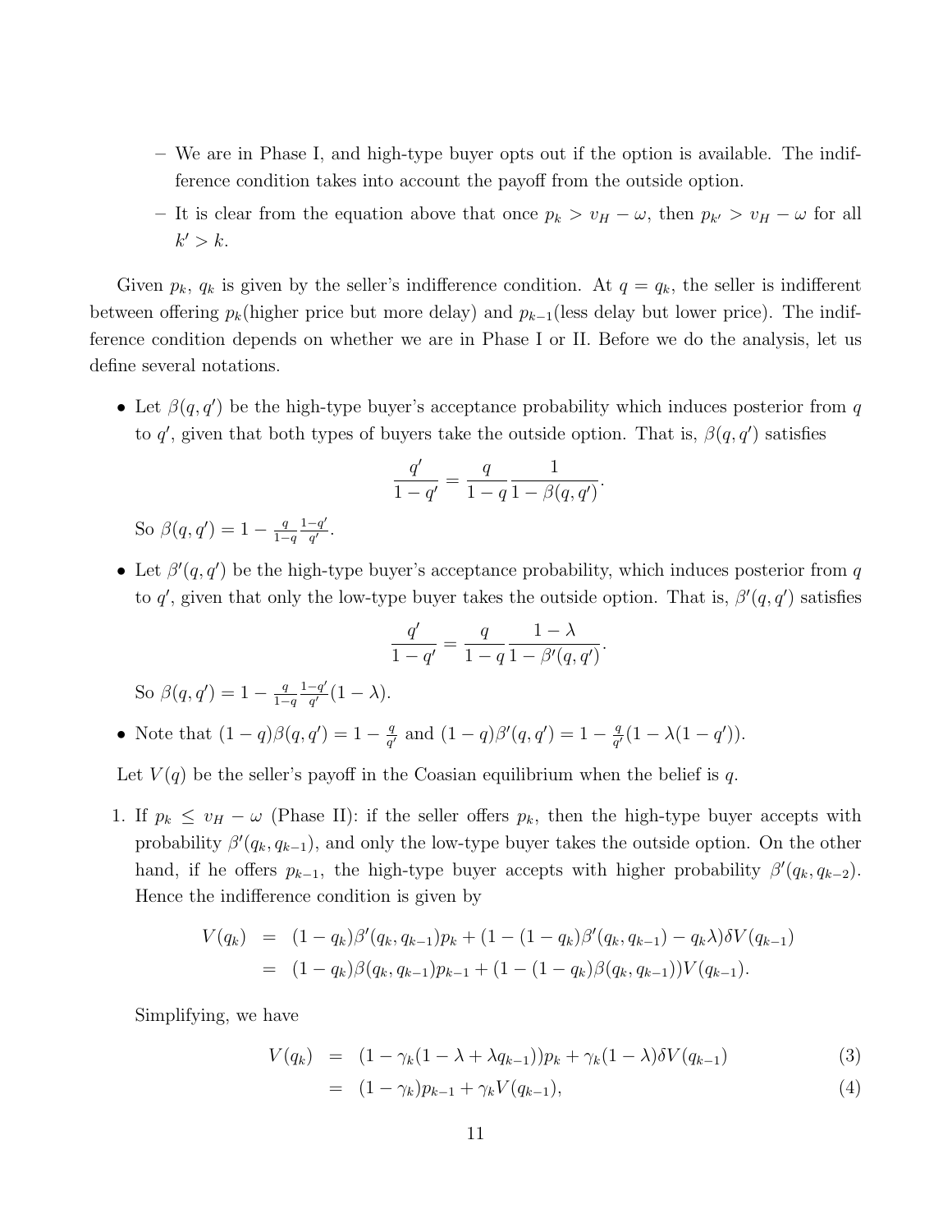- We are in Phase I, and high-type buyer opts out if the option is available. The indifference condition takes into account the payoff from the outside option.
  - It is clear from the equation above that once $p_k > v_H - \omega$, then $p_{k'} > v_H - \omega$ for all $k' > k$.

Given $p_k$, $q_k$ is given by the seller's indifference condition. At $q = q_k$, the seller is indifferent between offering $p_k$(higher price but more delay) and $p_{k-1}$(less delay but lower price). The indifference condition depends on whether we are in Phase I or II. Before we do the analysis, let us define several notations.

- Let $\beta(q, q')$ be the high-type buyer's acceptance probability which induces posterior from $q$ to $q'$, given that both types of buyers take the outside option. That is, $\beta(q, q')$ satisfies

$$\frac{q'}{1-q'} = \frac{q}{1-q}\frac{1}{1-\beta(q,q')}.$$

  So $\beta(q, q') = 1 - \frac{q}{1-q}\frac{1-q'}{q'}$.

- Let $\beta'(q, q')$ be the high-type buyer's acceptance probability, which induces posterior from $q$ to $q'$, given that only the low-type buyer takes the outside option. That is, $\beta'(q, q')$ satisfies

$$\frac{q'}{1-q'} = \frac{q}{1-q}\frac{1-\lambda}{1-\beta'(q,q')}.$$

  So $\beta(q, q') = 1 - \frac{q}{1-q}\frac{1-q'}{q'}(1-\lambda)$.

- Note that $(1-q)\beta(q, q') = 1 - \frac{q}{q'}$ and $(1-q)\beta'(q, q') = 1 - \frac{q}{q'}(1 - \lambda(1 - q'))$.

Let $V(q)$ be the seller's payoff in the Coasian equilibrium when the belief is $q$.

1. If $p_k \leq v_H - \omega$ (Phase II): if the seller offers $p_k$, then the high-type buyer accepts with probability $\beta'(q_k, q_{k-1})$, and only the low-type buyer takes the outside option. On the other hand, if he offers $p_{k-1}$, the high-type buyer accepts with higher probability $\beta'(q_k, q_{k-2})$. Hence the indifference condition is given by

$$\begin{aligned}
V(q_k) &= (1-q_k)\beta'(q_k, q_{k-1})p_k + (1 - (1-q_k)\beta'(q_k, q_{k-1}) - q_k\lambda)\delta V(q_{k-1}) \\
&= (1-q_k)\beta(q_k, q_{k-1})p_{k-1} + (1 - (1-q_k)\beta(q_k, q_{k-1}))V(q_{k-1}).
\end{aligned}$$

   Simplifying, we have

$$V(q_k) = (1 - \gamma_k(1 - \lambda + \lambda q_{k-1}))p_k + \gamma_k(1-\lambda)\delta V(q_{k-1}) \tag{3}$$

$$\phantom{V(q_k)} = (1-\gamma_k)p_{k-1} + \gamma_k V(q_{k-1}), \tag{4}$$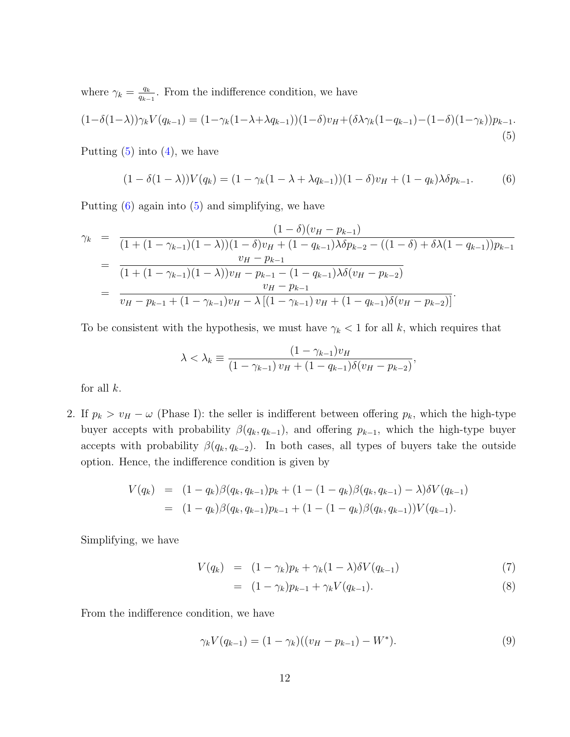where $\gamma_k = \frac{q_k}{q_{k-1}}$. From the indifference condition, we have

$$(1-\delta(1-\lambda))\gamma_k V(q_{k-1}) = (1-\gamma_k(1-\lambda+\lambda q_{k-1}))(1-\delta)v_H + (\delta\lambda\gamma_k(1-q_{k-1}) - (1-\delta)(1-\gamma_k))p_{k-1}. \tag{5}$$

Putting (5) into (4), we have

$$(1-\delta(1-\lambda))V(q_k) = (1-\gamma_k(1-\lambda+\lambda q_{k-1}))(1-\delta)v_H + (1-q_k)\lambda\delta p_{k-1}. \tag{6}$$

Putting (6) again into (5) and simplifying, we have

$$\begin{aligned}
\gamma_k &= \frac{(1-\delta)(v_H - p_{k-1})}{(1+(1-\gamma_{k-1})(1-\lambda))(1-\delta)v_H + (1-q_{k-1})\lambda\delta p_{k-2} - ((1-\delta)+\delta\lambda(1-q_{k-1}))p_{k-1}} \\
&= \frac{v_H - p_{k-1}}{(1+(1-\gamma_{k-1})(1-\lambda))v_H - p_{k-1} - (1-q_{k-1})\lambda\delta(v_H - p_{k-2})} \\
&= \frac{v_H - p_{k-1}}{v_H - p_{k-1} + (1-\gamma_{k-1})v_H - \lambda\left[(1-\gamma_{k-1})\, v_H + (1-q_{k-1})\delta(v_H - p_{k-2})\right]}.
\end{aligned}$$

To be consistent with the hypothesis, we must have $\gamma_k < 1$ for all $k$, which requires that

$$\lambda < \lambda_k \equiv \frac{(1-\gamma_{k-1})v_H}{(1-\gamma_{k-1})\, v_H + (1-q_{k-1})\delta(v_H - p_{k-2})},$$

for all $k$.

2. If $p_k > v_H - \omega$ (Phase I): the seller is indifferent between offering $p_k$, which the high-type buyer accepts with probability $\beta(q_k, q_{k-1})$, and offering $p_{k-1}$, which the high-type buyer accepts with probability $\beta(q_k, q_{k-2})$. In both cases, all types of buyers take the outside option. Hence, the indifference condition is given by

$$\begin{aligned}
V(q_k) &= (1-q_k)\beta(q_k, q_{k-1})p_k + (1-(1-q_k)\beta(q_k, q_{k-1}) - \lambda)\delta V(q_{k-1}) \\
&= (1-q_k)\beta(q_k, q_{k-1})p_{k-1} + (1-(1-q_k)\beta(q_k, q_{k-1}))V(q_{k-1}).
\end{aligned}$$

Simplifying, we have

$$V(q_k) = (1-\gamma_k)p_k + \gamma_k(1-\lambda)\delta V(q_{k-1}) \tag{7}$$

$$\quad\;\; = (1-\gamma_k)p_{k-1} + \gamma_k V(q_{k-1}). \tag{8}$$

From the indifference condition, we have

$$\gamma_k V(q_{k-1}) = (1-\gamma_k)((v_H - p_{k-1}) - W^*). \tag{9}$$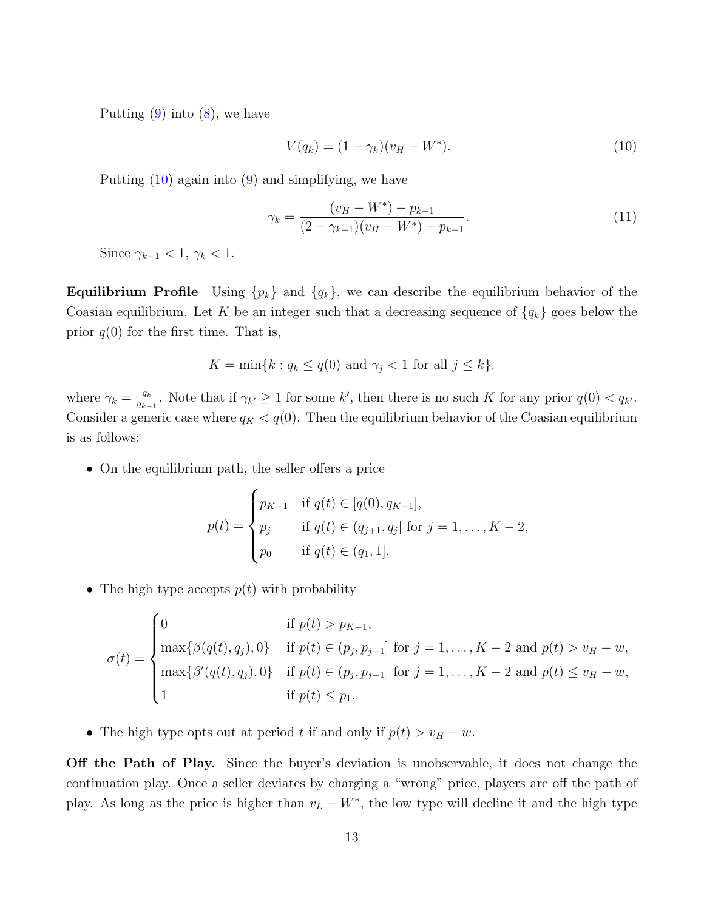Putting (9) into (8), we have

$$V(q_k) = (1 - \gamma_k)(v_H - W^*). \tag{10}$$

Putting (10) again into (9) and simplifying, we have

$$\gamma_k = \frac{(v_H - W^*) - p_{k-1}}{(2 - \gamma_{k-1})(v_H - W^*) - p_{k-1}}. \tag{11}$$

Since $\gamma_{k-1} < 1$, $\gamma_k < 1$.

**Equilibrium Profile** Using $\{p_k\}$ and $\{q_k\}$, we can describe the equilibrium behavior of the Coasian equilibrium. Let $K$ be an integer such that a decreasing sequence of $\{q_k\}$ goes below the prior $q(0)$ for the first time. That is,

$$K = \min\{k : q_k \leq q(0) \text{ and } \gamma_j < 1 \text{ for all } j \leq k\}.$$

where $\gamma_k = \frac{q_k}{q_{k-1}}$. Note that if $\gamma_{k'} \geq 1$ for some $k'$, then there is no such $K$ for any prior $q(0) < q_{k'}$. Consider a generic case where $q_K < q(0)$. Then the equilibrium behavior of the Coasian equilibrium is as follows:

- On the equilibrium path, the seller offers a price

$$p(t) = \begin{cases} p_{K-1} & \text{if } q(t) \in [q(0), q_{K-1}], \\ p_j & \text{if } q(t) \in (q_{j+1}, q_j] \text{ for } j = 1, \ldots, K-2, \\ p_0 & \text{if } q(t) \in (q_1, 1]. \end{cases}$$

- The high type accepts $p(t)$ with probability

$$\sigma(t) = \begin{cases} 0 & \text{if } p(t) > p_{K-1}, \\ \max\{\beta(q(t), q_j), 0\} & \text{if } p(t) \in (p_j, p_{j+1}] \text{ for } j = 1, \ldots, K-2 \text{ and } p(t) > v_H - w, \\ \max\{\beta'(q(t), q_j), 0\} & \text{if } p(t) \in (p_j, p_{j+1}] \text{ for } j = 1, \ldots, K-2 \text{ and } p(t) \leq v_H - w, \\ 1 & \text{if } p(t) \leq p_1. \end{cases}$$

- The high type opts out at period $t$ if and only if $p(t) > v_H - w$.

**Off the Path of Play.** Since the buyer's deviation is unobservable, it does not change the continuation play. Once a seller deviates by charging a "wrong" price, players are off the path of play. As long as the price is higher than $v_L - W^*$, the low type will decline it and the high type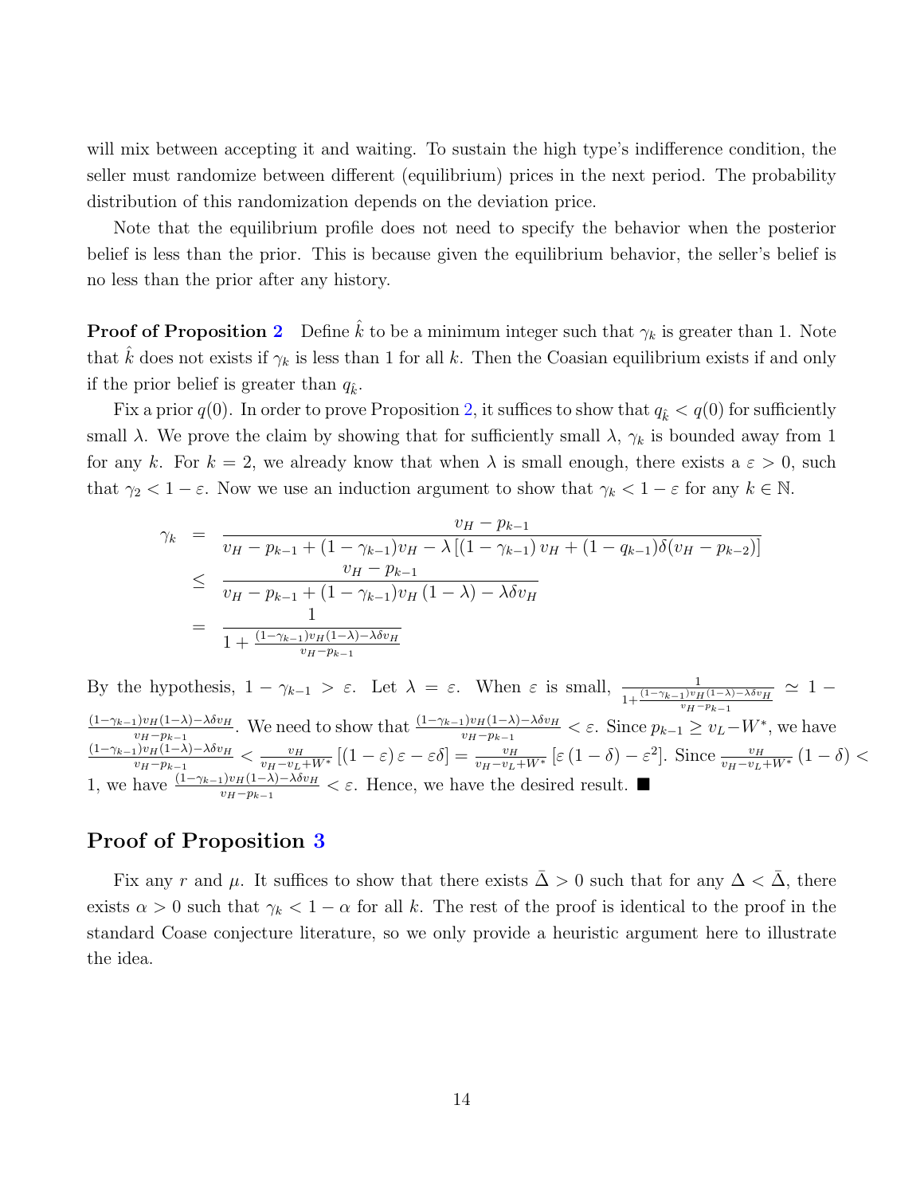will mix between accepting it and waiting. To sustain the high type's indifference condition, the seller must randomize between different (equilibrium) prices in the next period. The probability distribution of this randomization depends on the deviation price.

Note that the equilibrium profile does not need to specify the behavior when the posterior belief is less than the prior. This is because given the equilibrium behavior, the seller's belief is no less than the prior after any history.

**Proof of Proposition 2** Define $\hat{k}$ to be a minimum integer such that $\gamma_k$ is greater than 1. Note that $\hat{k}$ does not exists if $\gamma_k$ is less than 1 for all $k$. Then the Coasian equilibrium exists if and only if the prior belief is greater than $q_{\hat{k}}$.

Fix a prior $q(0)$. In order to prove Proposition 2, it suffices to show that $q_{\hat{k}} < q(0)$ for sufficiently small $\lambda$. We prove the claim by showing that for sufficiently small $\lambda$, $\gamma_k$ is bounded away from 1 for any $k$. For $k = 2$, we already know that when $\lambda$ is small enough, there exists a $\varepsilon > 0$, such that $\gamma_2 < 1 - \varepsilon$. Now we use an induction argument to show that $\gamma_k < 1 - \varepsilon$ for any $k \in \mathbb{N}$.

$$
\begin{aligned}
\gamma_k &= \frac{v_H - p_{k-1}}{v_H - p_{k-1} + (1-\gamma_{k-1})v_H - \lambda\left[(1-\gamma_{k-1})\, v_H + (1-q_{k-1})\delta(v_H - p_{k-2})\right]} \\
&\leq \frac{v_H - p_{k-1}}{v_H - p_{k-1} + (1-\gamma_{k-1})v_H\,(1-\lambda) - \lambda\delta v_H} \\
&= \frac{1}{1 + \frac{(1-\gamma_{k-1})v_H(1-\lambda) - \lambda\delta v_H}{v_H - p_{k-1}}}
\end{aligned}
$$

By the hypothesis, $1 - \gamma_{k-1} > \varepsilon$. Let $\lambda = \varepsilon$. When $\varepsilon$ is small, $\frac{1}{1+\frac{(1-\gamma_{k-1})v_H(1-\lambda)-\lambda\delta v_H}{v_H - p_{k-1}}} \simeq 1 - \frac{(1-\gamma_{k-1})v_H(1-\lambda)-\lambda\delta v_H}{v_H-p_{k-1}}$. We need to show that $\frac{(1-\gamma_{k-1})v_H(1-\lambda)-\lambda\delta v_H}{v_H-p_{k-1}} < \varepsilon$. Since $p_{k-1} \geq v_L - W^*$, we have $\frac{(1-\gamma_{k-1})v_H(1-\lambda)-\lambda\delta v_H}{v_H-p_{k-1}} < \frac{v_H}{v_H - v_L + W^*}\left[(1-\varepsilon)\,\varepsilon - \varepsilon\delta\right] = \frac{v_H}{v_H - v_L + W^*}\left[\varepsilon\,(1-\delta) - \varepsilon^2\right]$. Since $\frac{v_H}{v_H - v_L + W^*}\,(1-\delta) < 1$, we have $\frac{(1-\gamma_{k-1})v_H(1-\lambda)-\lambda\delta v_H}{v_H-p_{k-1}} < \varepsilon$. Hence, we have the desired result. ■

## Proof of Proposition 3

Fix any $r$ and $\mu$. It suffices to show that there exists $\bar{\Delta} > 0$ such that for any $\Delta < \bar{\Delta}$, there exists $\alpha > 0$ such that $\gamma_k < 1 - \alpha$ for all $k$. The rest of the proof is identical to the proof in the standard Coase conjecture literature, so we only provide a heuristic argument here to illustrate the idea.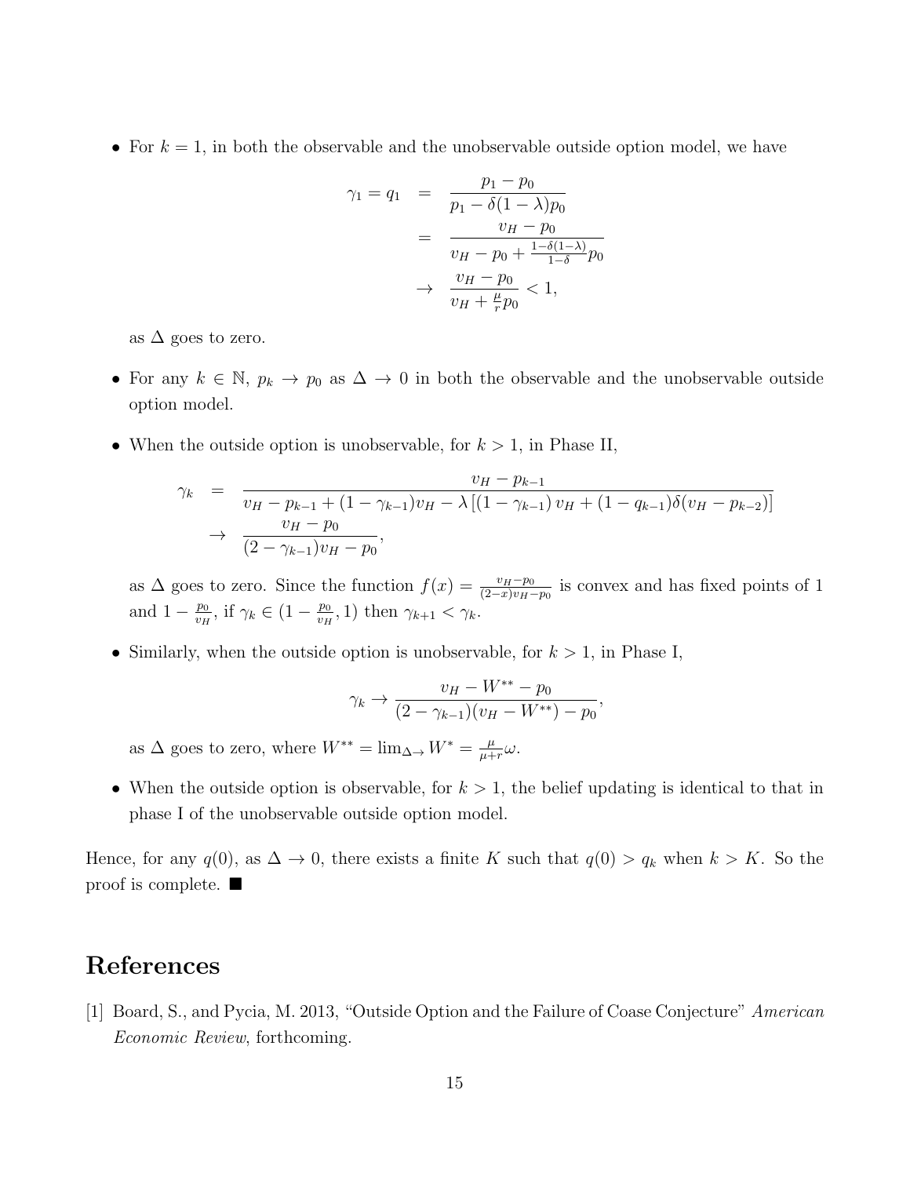- For $k = 1$, in both the observable and the unobservable outside option model, we have

$$
\begin{aligned}
\gamma_1 = q_1 &= \frac{p_1 - p_0}{p_1 - \delta(1-\lambda)p_0} \\
&= \frac{v_H - p_0}{v_H - p_0 + \frac{1-\delta(1-\lambda)}{1-\delta} p_0} \\
&\to \frac{v_H - p_0}{v_H + \frac{\mu}{r} p_0} < 1,
\end{aligned}
$$

  as $\Delta$ goes to zero.

- For any $k \in \mathbb{N}$, $p_k \to p_0$ as $\Delta \to 0$ in both the observable and the unobservable outside option model.

- When the outside option is unobservable, for $k > 1$, in Phase II,

$$
\begin{aligned}
\gamma_k &= \frac{v_H - p_{k-1}}{v_H - p_{k-1} + (1-\gamma_{k-1})v_H - \lambda\left[(1-\gamma_{k-1})\, v_H + (1-q_{k-1})\delta(v_H - p_{k-2})\right]} \\
&\to \frac{v_H - p_0}{(2-\gamma_{k-1})v_H - p_0},
\end{aligned}
$$

  as $\Delta$ goes to zero. Since the function $f(x) = \frac{v_H - p_0}{(2-x)v_H - p_0}$ is convex and has fixed points of 1 and $1 - \frac{p_0}{v_H}$, if $\gamma_k \in (1 - \frac{p_0}{v_H}, 1)$ then $\gamma_{k+1} < \gamma_k$.

- Similarly, when the outside option is unobservable, for $k > 1$, in Phase I,

$$
\gamma_k \to \frac{v_H - W^{**} - p_0}{(2-\gamma_{k-1})(v_H - W^{**}) - p_0},
$$

  as $\Delta$ goes to zero, where $W^{**} = \lim_{\Delta \to} W^* = \frac{\mu}{\mu + r}\omega$.

- When the outside option is observable, for $k > 1$, the belief updating is identical to that in phase I of the unobservable outside option model.

Hence, for any $q(0)$, as $\Delta \to 0$, there exists a finite $K$ such that $q(0) > q_k$ when $k > K$. So the proof is complete. ■

# References

[1] Board, S., and Pycia, M. 2013, "Outside Option and the Failure of Coase Conjecture" *American Economic Review*, forthcoming.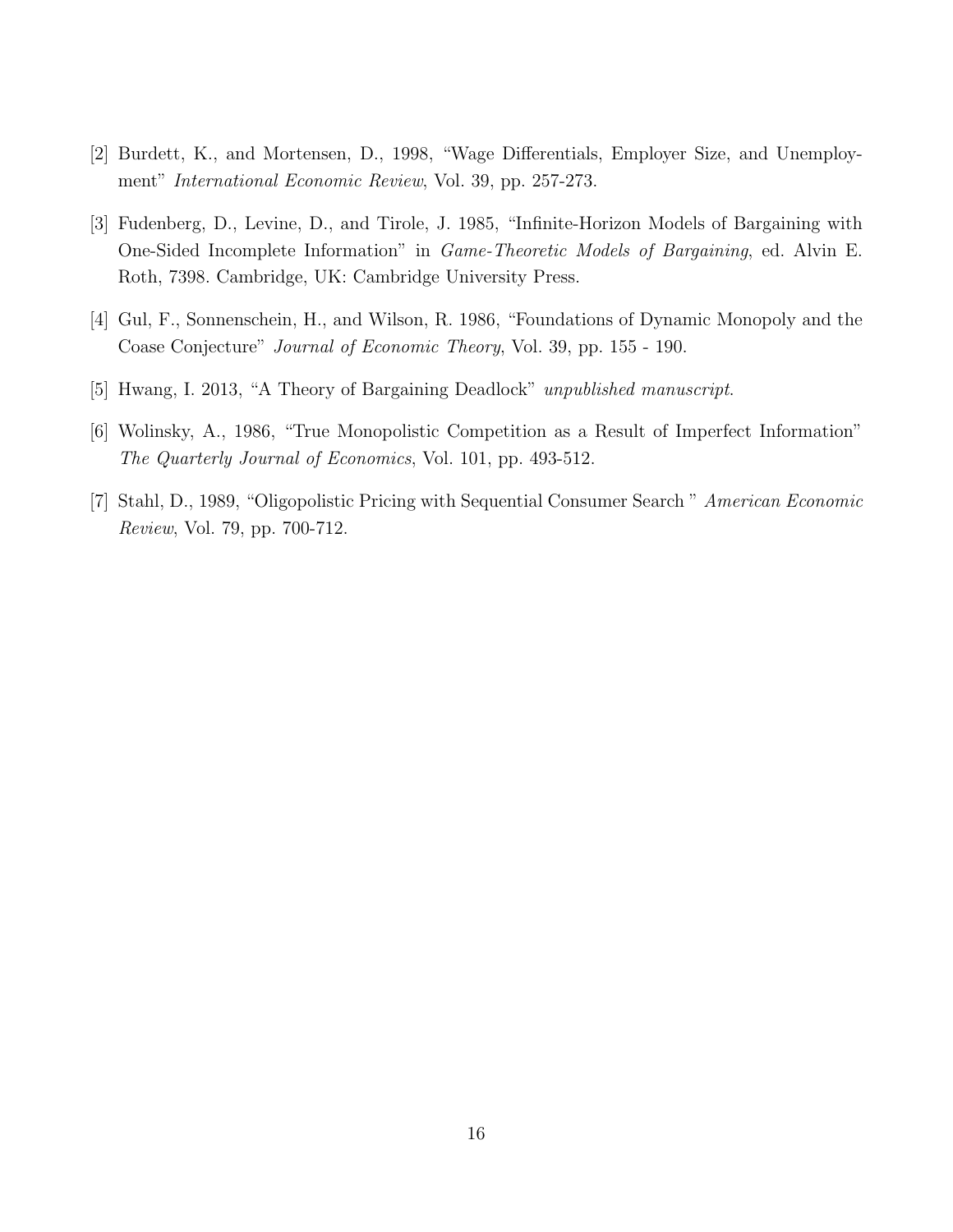[2] Burdett, K., and Mortensen, D., 1998, "Wage Differentials, Employer Size, and Unemployment" *International Economic Review*, Vol. 39, pp. 257-273.

[3] Fudenberg, D., Levine, D., and Tirole, J. 1985, "Infinite-Horizon Models of Bargaining with One-Sided Incomplete Information" in *Game-Theoretic Models of Bargaining*, ed. Alvin E. Roth, 7398. Cambridge, UK: Cambridge University Press.

[4] Gul, F., Sonnenschein, H., and Wilson, R. 1986, "Foundations of Dynamic Monopoly and the Coase Conjecture" *Journal of Economic Theory*, Vol. 39, pp. 155 - 190.

[5] Hwang, I. 2013, "A Theory of Bargaining Deadlock" *unpublished manuscript*.

[6] Wolinsky, A., 1986, "True Monopolistic Competition as a Result of Imperfect Information" *The Quarterly Journal of Economics*, Vol. 101, pp. 493-512.

[7] Stahl, D., 1989, "Oligopolistic Pricing with Sequential Consumer Search " *American Economic Review*, Vol. 79, pp. 700-712.